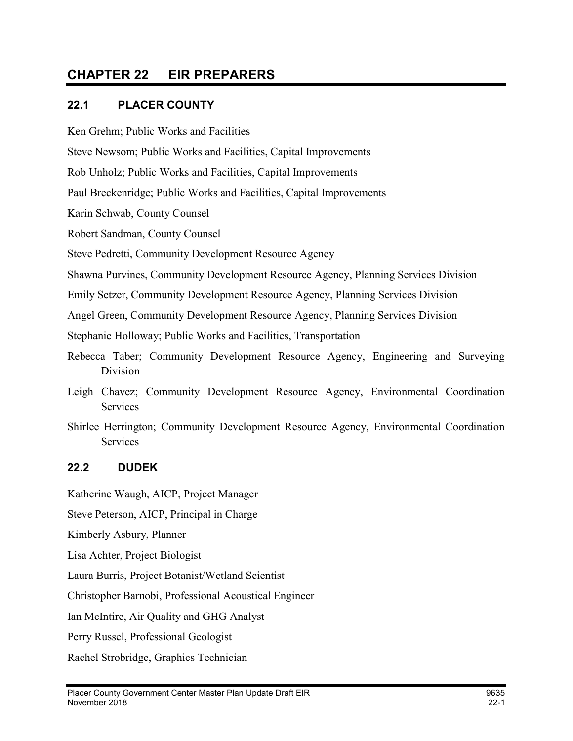# CHAPTER 22 EIR PREPARERS

## 22.1 PLACER COUNTY

Ken Grehm; Public Works and Facilities

Steve Newsom; Public Works and Facilities, Capital Improvements

Rob Unholz; Public Works and Facilities, Capital Improvements

Paul Breckenridge; Public Works and Facilities, Capital Improvements

Karin Schwab, County Counsel

Robert Sandman, County Counsel

Steve Pedretti, Community Development Resource Agency

Shawna Purvines, Community Development Resource Agency, Planning Services Division

Emily Setzer, Community Development Resource Agency, Planning Services Division

Angel Green, Community Development Resource Agency, Planning Services Division

Stephanie Holloway; Public Works and Facilities, Transportation

Rebecca Taber; Community Development Resource Agency, Engineering and Surveying Division

Leigh Chavez; Community Development Resource Agency, Environmental Coordination Services

Shirlee Herrington; Community Development Resource Agency, Environmental Coordination Services

## 22.2 DUDEK

Katherine Waugh, AICP, Project Manager

Steve Peterson, AICP, Principal in Charge

Kimberly Asbury, Planner

Lisa Achter, Project Biologist

Laura Burris, Project Botanist/Wetland Scientist

Christopher Barnobi, Professional Acoustical Engineer

Ian McIntire, Air Quality and GHG Analyst

Perry Russel, Professional Geologist

Rachel Strobridge, Graphics Technician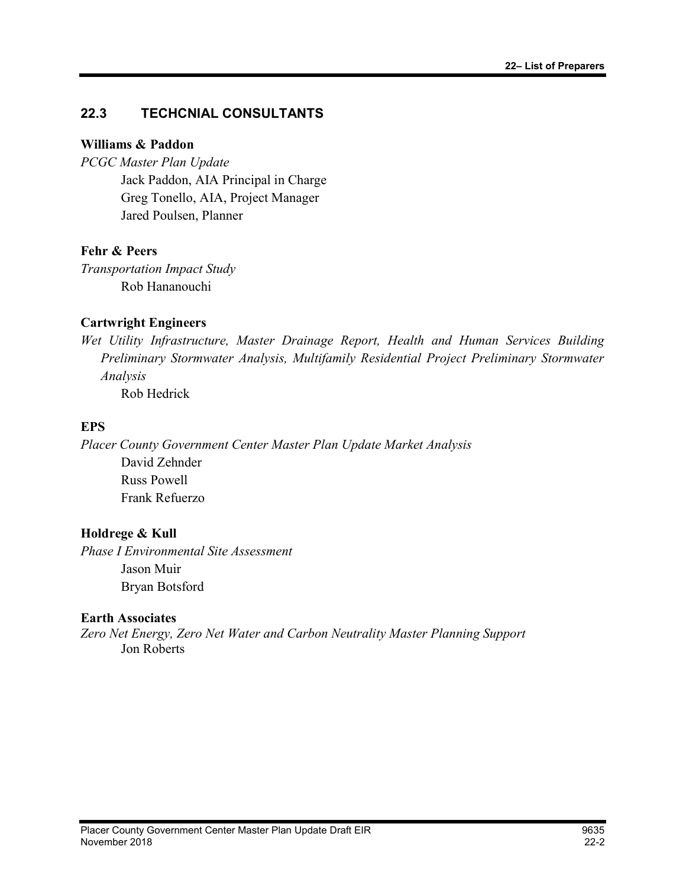## 22.3 TECHCNIAL CONSULTANTS

**Williams & Paddon**

*PCGC Master Plan Update*

Jack Paddon, AIA Principal in Charge
Greg Tonello, AIA, Project Manager
Jared Poulsen, Planner

**Fehr & Peers**

*Transportation Impact Study*

Rob Hananouchi

**Cartwright Engineers**

*Wet Utility Infrastructure, Master Drainage Report, Health and Human Services Building Preliminary Stormwater Analysis, Multifamily Residential Project Preliminary Stormwater Analysis*

Rob Hedrick

**EPS**

*Placer County Government Center Master Plan Update Market Analysis*

David Zehnder
Russ Powell
Frank Refuerzo

**Holdrege & Kull**

*Phase I Environmental Site Assessment*

Jason Muir
Bryan Botsford

**Earth Associates**

*Zero Net Energy, Zero Net Water and Carbon Neutrality Master Planning Support*

Jon Roberts